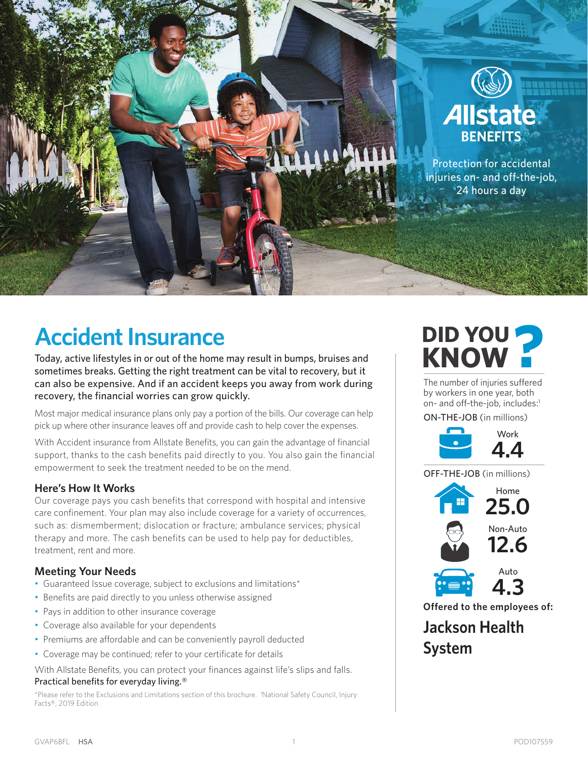Allstate BENEFITS

Protection for accidental injuries on- and off-the-job, 24 hours a day

# Accident Insurance

Today, active lifestyles in or out of the home may result in bumps, bruises and sometimes breaks. Getting the right treatment can be vital to recovery, but it can also be expensive. And if an accident keeps you away from work during recovery, the financial worries can grow quickly.

Most major medical insurance plans only pay a portion of the bills. Our coverage can help pick up where other insurance leaves off and provide cash to help cover the expenses.

With Accident insurance from Allstate Benefits, you can gain the advantage of financial support, thanks to the cash benefits paid directly to you. You also gain the financial empowerment to seek the treatment needed to be on the mend.

### Here's How It Works

Our coverage pays you cash benefits that correspond with hospital and intensive care confinement. Your plan may also include coverage for a variety of occurrences, such as: dismemberment; dislocation or fracture; ambulance services; physical therapy and more. The cash benefits can be used to help pay for deductibles, treatment, rent and more.

### Meeting Your Needs

- Guaranteed Issue coverage, subject to exclusions and limitations*
- Benefits are paid directly to you unless otherwise assigned
- Pays in addition to other insurance coverage
- Coverage also available for your dependents
- Premiums are affordable and can be conveniently payroll deducted
- Coverage may be continued; refer to your certificate for details

With Allstate Benefits, you can protect your finances against life's slips and falls.
Practical benefits for everyday living.®

*Please refer to the Exclusions and Limitations section of this brochure. [1]National Safety Council, Injury Facts®, 2019 Edition

## DID YOU KNOW?

The number of injuries suffered by workers in one year, both on- and off-the-job, includes:[1]

**ON-THE-JOB** (in millions)

Work **4.4**

**OFF-THE-JOB** (in millions)

Home **25.0**

Non-Auto **12.6**

Auto **4.3**

**Offered to the employees of:**

## Jackson Health System

GVAP6BFL HSA

POD107559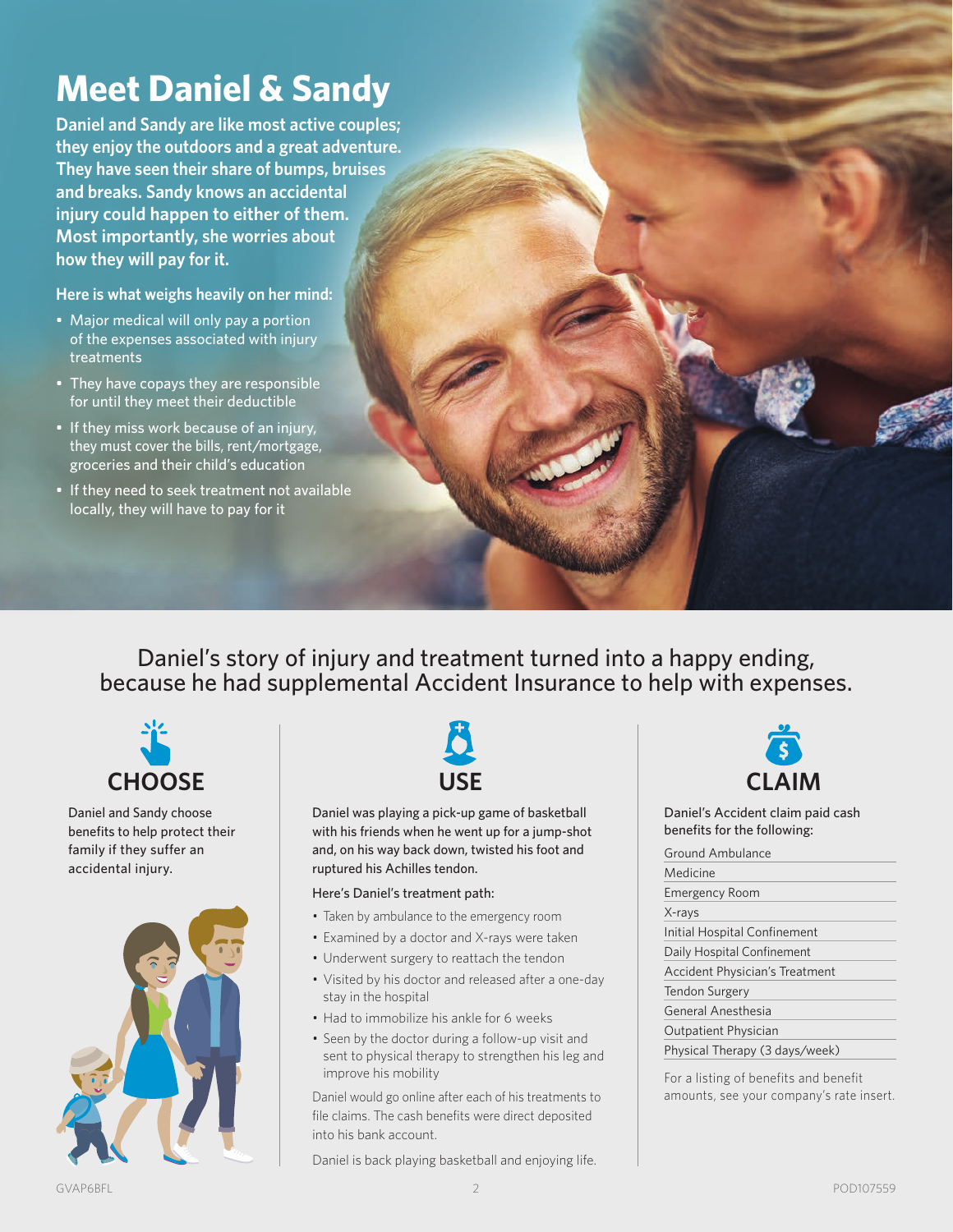# Meet Daniel & Sandy

**Daniel and Sandy are like most active couples; they enjoy the outdoors and a great adventure. They have seen their share of bumps, bruises and breaks. Sandy knows an accidental injury could happen to either of them. Most importantly, she worries about how they will pay for it.**

**Here is what weighs heavily on her mind:**

- Major medical will only pay a portion of the expenses associated with injury treatments
- They have copays they are responsible for until they meet their deductible
- If they miss work because of an injury, they must cover the bills, rent/mortgage, groceries and their child's education
- If they need to seek treatment not available locally, they will have to pay for it

Daniel's story of injury and treatment turned into a happy ending, because he had supplemental Accident Insurance to help with expenses.

## CHOOSE

Daniel and Sandy choose benefits to help protect their family if they suffer an accidental injury.

## USE

Daniel was playing a pick-up game of basketball with his friends when he went up for a jump-shot and, on his way back down, twisted his foot and ruptured his Achilles tendon.

Here's Daniel's treatment path:

- Taken by ambulance to the emergency room
- Examined by a doctor and X-rays were taken
- Underwent surgery to reattach the tendon
- Visited by his doctor and released after a one-day stay in the hospital
- Had to immobilize his ankle for 6 weeks
- Seen by the doctor during a follow-up visit and sent to physical therapy to strengthen his leg and improve his mobility

Daniel would go online after each of his treatments to file claims. The cash benefits were direct deposited into his bank account.

Daniel is back playing basketball and enjoying life.

## CLAIM

Daniel's Accident claim paid cash benefits for the following:

- Ground Ambulance
- Medicine
- Emergency Room
- X-rays
- Initial Hospital Confinement
- Daily Hospital Confinement
- Accident Physician's Treatment
- Tendon Surgery
- General Anesthesia
- Outpatient Physician
- Physical Therapy (3 days/week)

For a listing of benefits and benefit amounts, see your company's rate insert.

GVAP6BFL POD107559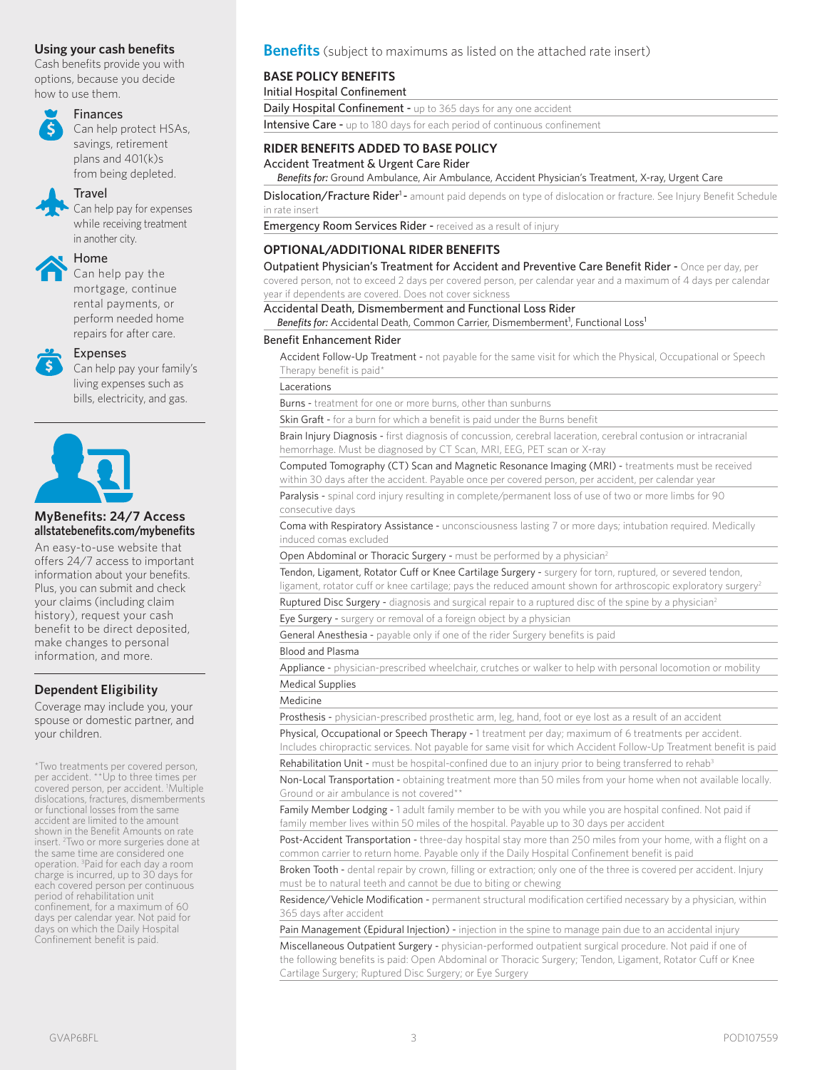## Using your cash benefits

Cash benefits provide you with options, because you decide how to use them.

**Finances**
Can help protect HSAs, savings, retirement plans and 401(k)s from being depleted.

**Travel**
Can help pay for expenses while receiving treatment in another city.

**Home**
Can help pay the mortgage, continue rental payments, or perform needed home repairs for after care.

**Expenses**
Can help pay your family's living expenses such as bills, electricity, and gas.

## MyBenefits: 24/7 Access

**allstatebenefits.com/mybenefits**

An easy-to-use website that offers 24/7 access to important information about your benefits. Plus, you can submit and check your claims (including claim history), request your cash benefit to be direct deposited, make changes to personal information, and more.

## Dependent Eligibility

Coverage may include you, your spouse or domestic partner, and your children.

*Two treatments per covered person, per accident. **Up to three times per covered person, per accident. [1]Multiple dislocations, fractures, dismemberments or functional losses from the same accident are limited to the amount shown in the Benefit Amounts on rate insert. [2]Two or more surgeries done at the same time are considered one operation. [3]Paid for each day a room charge is incurred, up to 30 days for each covered person per continuous period of rehabilitation unit confinement, for a maximum of 60 days per calendar year. Not paid for days on which the Daily Hospital Confinement benefit is paid.

## Benefits (subject to maximums as listed on the attached rate insert)

### BASE POLICY BENEFITS

Initial Hospital Confinement

Daily Hospital Confinement - up to 365 days for any one accident

Intensive Care - up to 180 days for each period of continuous confinement

### RIDER BENEFITS ADDED TO BASE POLICY

Accident Treatment & Urgent Care Rider

*Benefits for:* Ground Ambulance, Air Ambulance, Accident Physician's Treatment, X-ray, Urgent Care

Dislocation/Fracture Rider[1] - amount paid depends on type of dislocation or fracture. See Injury Benefit Schedule in rate insert

Emergency Room Services Rider - received as a result of injury

### OPTIONAL/ADDITIONAL RIDER BENEFITS

Outpatient Physician's Treatment for Accident and Preventive Care Benefit Rider - Once per day, per covered person, not to exceed 2 days per covered person, per calendar year and a maximum of 4 days per calendar year if dependents are covered. Does not cover sickness

Accidental Death, Dismemberment and Functional Loss Rider

*Benefits for:* Accidental Death, Common Carrier, Dismemberment[1], Functional Loss[1]

Benefit Enhancement Rider

- Accident Follow-Up Treatment - not payable for the same visit for which the Physical, Occupational or Speech Therapy benefit is paid*
- Lacerations
- Burns - treatment for one or more burns, other than sunburns
- Skin Graft - for a burn for which a benefit is paid under the Burns benefit
- Brain Injury Diagnosis - first diagnosis of concussion, cerebral laceration, cerebral contusion or intracranial hemorrhage. Must be diagnosed by CT Scan, MRI, EEG, PET scan or X-ray
- Computed Tomography (CT) Scan and Magnetic Resonance Imaging (MRI) - treatments must be received within 30 days after the accident. Payable once per covered person, per accident, per calendar year
- Paralysis - spinal cord injury resulting in complete/permanent loss of use of two or more limbs for 90 consecutive days
- Coma with Respiratory Assistance - unconsciousness lasting 7 or more days; intubation required. Medically induced comas excluded
- Open Abdominal or Thoracic Surgery - must be performed by a physician[2]
- Tendon, Ligament, Rotator Cuff or Knee Cartilage Surgery - surgery for torn, ruptured, or severed tendon, ligament, rotator cuff or knee cartilage; pays the reduced amount shown for arthroscopic exploratory surgery[2]
- Ruptured Disc Surgery - diagnosis and surgical repair to a ruptured disc of the spine by a physician[2]
- Eye Surgery - surgery or removal of a foreign object by a physician
- General Anesthesia - payable only if one of the rider Surgery benefits is paid
- Blood and Plasma
- Appliance - physician-prescribed wheelchair, crutches or walker to help with personal locomotion or mobility
- Medical Supplies
- Medicine
- Prosthesis - physician-prescribed prosthetic arm, leg, hand, foot or eye lost as a result of an accident
- Physical, Occupational or Speech Therapy - 1 treatment per day; maximum of 6 treatments per accident. Includes chiropractic services. Not payable for same visit for which Accident Follow-Up Treatment benefit is paid
- Rehabilitation Unit - must be hospital-confined due to an injury prior to being transferred to rehab[3]
- Non-Local Transportation - obtaining treatment more than 50 miles from your home when not available locally. Ground or air ambulance is not covered**
- Family Member Lodging - 1 adult family member to be with you while you are hospital confined. Not paid if family member lives within 50 miles of the hospital. Payable up to 30 days per accident
- Post-Accident Transportation - three-day hospital stay more than 250 miles from your home, with a flight on a common carrier to return home. Payable only if the Daily Hospital Confinement benefit is paid
- Broken Tooth - dental repair by crown, filling or extraction; only one of the three is covered per accident. Injury must be to natural teeth and cannot be due to biting or chewing
- Residence/Vehicle Modification - permanent structural modification certified necessary by a physician, within 365 days after accident
- Pain Management (Epidural Injection) - injection in the spine to manage pain due to an accidental injury
- Miscellaneous Outpatient Surgery - physician-performed outpatient surgical procedure. Not paid if one of the following benefits is paid: Open Abdominal or Thoracic Surgery; Tendon, Ligament, Rotator Cuff or Knee Cartilage Surgery; Ruptured Disc Surgery; or Eye Surgery

GVAP6BFL POD107559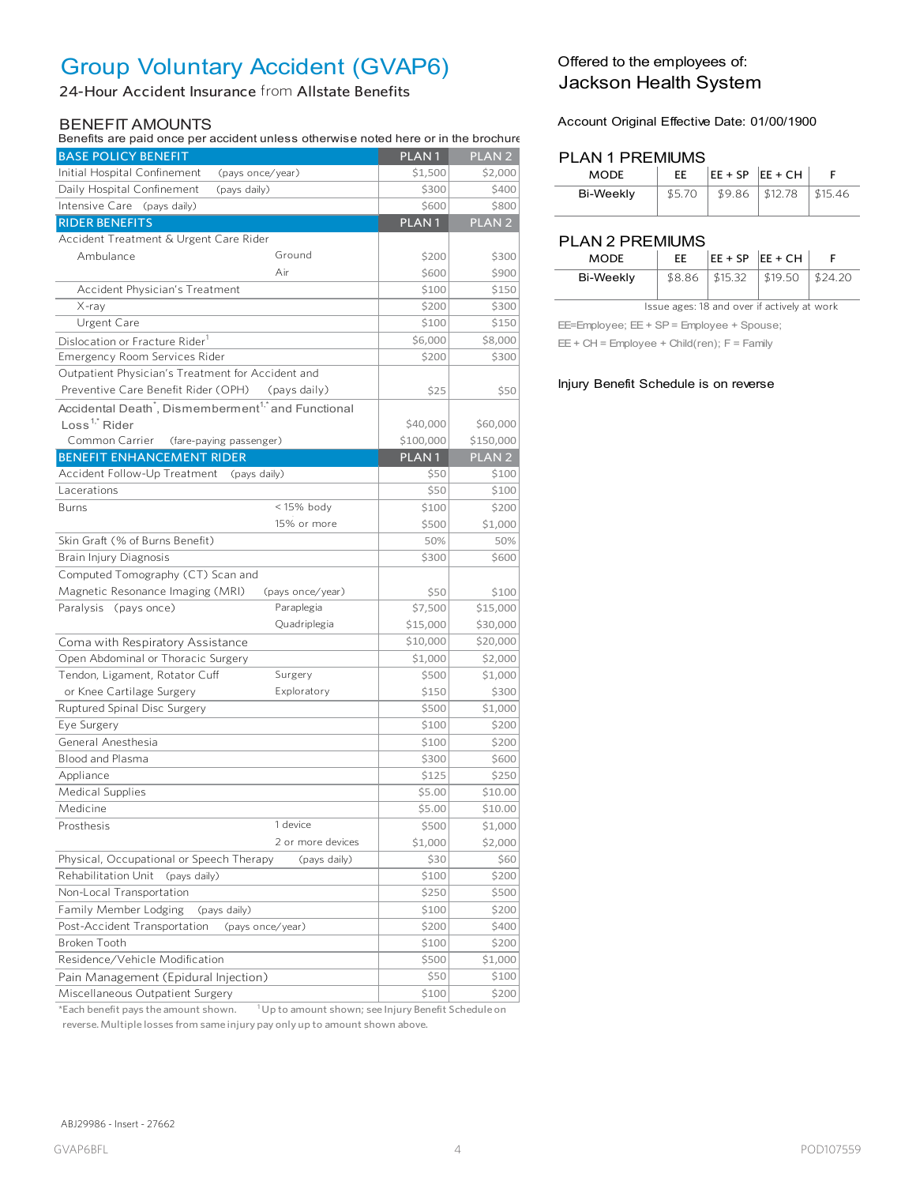# Group Voluntary Accident (GVAP6)

24-Hour Accident Insurance from Allstate Benefits

## BENEFIT AMOUNTS

Benefits are paid once per accident unless otherwise noted here or in the brochure

| BASE POLICY BENEFIT | | PLAN 1 | PLAN 2 |
|---|---|---|---|
| Initial Hospital Confinement (pays once/year) | | $1,500 | $2,000 |
| Daily Hospital Confinement (pays daily) | | $300 | $400 |
| Intensive Care (pays daily) | | $600 | $800 |
| **RIDER BENEFITS** | | **PLAN 1** | **PLAN 2** |
| Accident Treatment & Urgent Care Rider | | | |
| Ambulance | Ground | $200 | $300 |
| | Air | $600 | $900 |
| Accident Physician's Treatment | | $100 | $150 |
| X-ray | | $200 | $300 |
| Urgent Care | | $100 | $150 |
| Dislocation or Fracture Rider[1] | | $6,000 | $8,000 |
| Emergency Room Services Rider | | $200 | $300 |
| Outpatient Physician's Treatment for Accident and Preventive Care Benefit Rider (OPH) (pays daily) | | $25 | $50 |
| Accidental Death*, Dismemberment[1,*] and Functional Loss[1,*] Rider | | $40,000 | $60,000 |
| Common Carrier (fare-paying passenger) | | $100,000 | $150,000 |
| **BENEFIT ENHANCEMENT RIDER** | | **PLAN 1** | **PLAN 2** |
| Accident Follow-Up Treatment (pays daily) | | $50 | $100 |
| Lacerations | | $50 | $100 |
| Burns | < 15% body | $100 | $200 |
| | 15% or more | $500 | $1,000 |
| Skin Graft (% of Burns Benefit) | | 50% | 50% |
| Brain Injury Diagnosis | | $300 | $600 |
| Computed Tomography (CT) Scan and Magnetic Resonance Imaging (MRI) (pays once/year) | | $50 | $100 |
| Paralysis (pays once) | Paraplegia | $7,500 | $15,000 |
| | Quadriplegia | $15,000 | $30,000 |
| Coma with Respiratory Assistance | | $10,000 | $20,000 |
| Open Abdominal or Thoracic Surgery | | $1,000 | $2,000 |
| Tendon, Ligament, Rotator Cuff or Knee Cartilage Surgery | Surgery | $500 | $1,000 |
| | Exploratory | $150 | $300 |
| Ruptured Spinal Disc Surgery | | $500 | $1,000 |
| Eye Surgery | | $100 | $200 |
| General Anesthesia | | $100 | $200 |
| Blood and Plasma | | $300 | $600 |
| Appliance | | $125 | $250 |
| Medical Supplies | | $5.00 | $10.00 |
| Medicine | | $5.00 | $10.00 |
| Prosthesis | 1 device | $500 | $1,000 |
| | 2 or more devices | $1,000 | $2,000 |
| Physical, Occupational or Speech Therapy (pays daily) | | $30 | $60 |
| Rehabilitation Unit (pays daily) | | $100 | $200 |
| Non-Local Transportation | | $250 | $500 |
| Family Member Lodging (pays daily) | | $100 | $200 |
| Post-Accident Transportation (pays once/year) | | $200 | $400 |
| Broken Tooth | | $100 | $200 |
| Residence/Vehicle Modification | | $500 | $1,000 |
| Pain Management (Epidural Injection) | | $50 | $100 |
| Miscellaneous Outpatient Surgery | | $100 | $200 |

*Each benefit pays the amount shown. [1]Up to amount shown; see Injury Benefit Schedule on reverse. Multiple losses from same injury pay only up to amount shown above.

Offered to the employees of:

**Jackson Health System**

Account Original Effective Date: 01/00/1900

## PLAN 1 PREMIUMS

| MODE | EE | EE + SP | EE + CH | F |
|---|---|---|---|---|
| Bi-Weekly | $5.70 | $9.86 | $12.78 | $15.46 |

## PLAN 2 PREMIUMS

| MODE | EE | EE + SP | EE + CH | F |
|---|---|---|---|---|
| Bi-Weekly | $8.86 | $15.32 | $19.50 | $24.20 |

Issue ages: 18 and over if actively at work

EE=Employee; EE + SP = Employee + Spouse;
EE + CH = Employee + Child(ren); F = Family

Injury Benefit Schedule is on reverse

ABJ29986 - Insert - 27662

GVAP6BFL

POD107559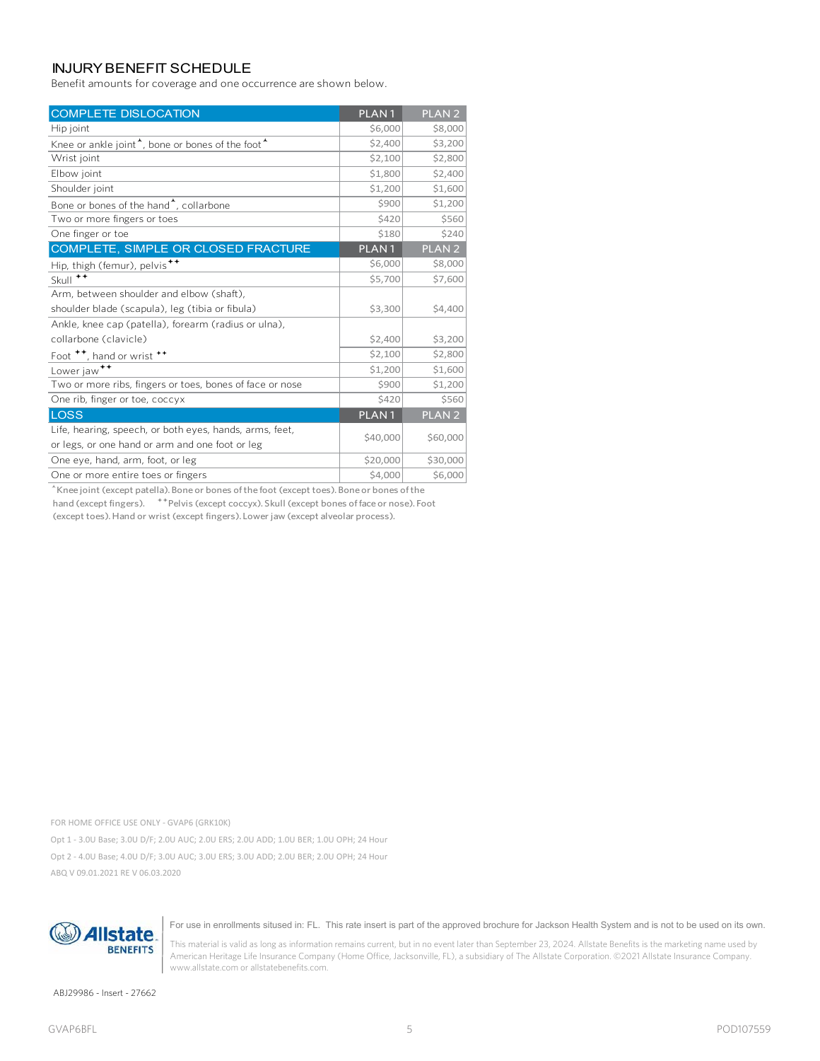## INJURY BENEFIT SCHEDULE

Benefit amounts for coverage and one occurrence are shown below.

| COMPLETE DISLOCATION | PLAN 1 | PLAN 2 |
|---|---|---|
| Hip joint | $6,000 | $8,000 |
| Knee or ankle joint[▲], bone or bones of the foot[▲] | $2,400 | $3,200 |
| Wrist joint | $2,100 | $2,800 |
| Elbow joint | $1,800 | $2,400 |
| Shoulder joint | $1,200 | $1,600 |
| Bone or bones of the hand[▲], collarbone | $900 | $1,200 |
| Two or more fingers or toes | $420 | $560 |
| One finger or toe | $180 | $240 |
| **COMPLETE, SIMPLE OR CLOSED FRACTURE** | **PLAN 1** | **PLAN 2** |
| Hip, thigh (femur), pelvis[++] | $6,000 | $8,000 |
| Skull [++] | $5,700 | $7,600 |
| Arm, between shoulder and elbow (shaft), shoulder blade (scapula), leg (tibia or fibula) | $3,300 | $4,400 |
| Ankle, knee cap (patella), forearm (radius or ulna), collarbone (clavicle) | $2,400 | $3,200 |
| Foot [++], hand or wrist [++] | $2,100 | $2,800 |
| Lower jaw[++] | $1,200 | $1,600 |
| Two or more ribs, fingers or toes, bones of face or nose | $900 | $1,200 |
| One rib, finger or toe, coccyx | $420 | $560 |
| **LOSS** | **PLAN 1** | **PLAN 2** |
| Life, hearing, speech, or both eyes, hands, arms, feet, or legs, or one hand or arm and one foot or leg | $40,000 | $60,000 |
| One eye, hand, arm, foot, or leg | $20,000 | $30,000 |
| One or more entire toes or fingers | $4,000 | $6,000 |

[▲]Knee joint (except patella). Bone or bones of the foot (except toes). Bone or bones of the hand (except fingers). [++]Pelvis (except coccyx). Skull (except bones of face or nose). Foot (except toes). Hand or wrist (except fingers). Lower jaw (except alveolar process).

FOR HOME OFFICE USE ONLY - GVAP6 (GRK10K)

Opt 1 - 3.0U Base; 3.0U D/F; 2.0U AUC; 2.0U ERS; 2.0U ADD; 1.0U BER; 1.0U OPH; 24 Hour

Opt 2 - 4.0U Base; 4.0U D/F; 3.0U AUC; 3.0U ERS; 3.0U ADD; 2.0U BER; 2.0U OPH; 24 Hour

ABQ V 09.01.2021 RE V 06.03.2020

Allstate BENEFITS

For use in enrollments sitused in: FL. This rate insert is part of the approved brochure for Jackson Health System and is not to be used on its own.

This material is valid as long as information remains current, but in no event later than September 23, 2024. Allstate Benefits is the marketing name used by American Heritage Life Insurance Company (Home Office, Jacksonville, FL), a subsidiary of The Allstate Corporation. ©2021 Allstate Insurance Company. www.allstate.com or allstatebenefits.com.

ABJ29986 - Insert - 27662

GVAP6BFL POD107559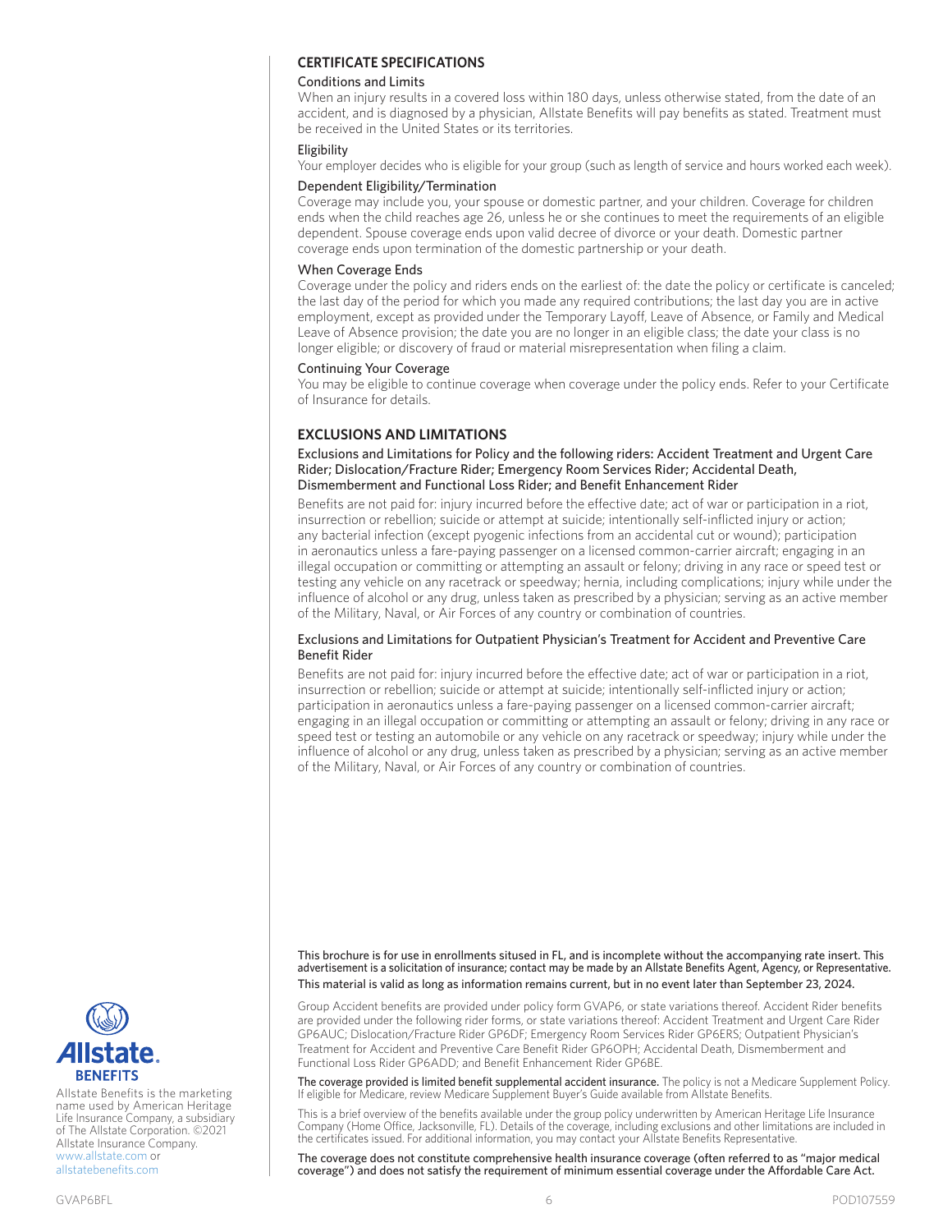## CERTIFICATE SPECIFICATIONS

### Conditions and Limits

When an injury results in a covered loss within 180 days, unless otherwise stated, from the date of an accident, and is diagnosed by a physician, Allstate Benefits will pay benefits as stated. Treatment must be received in the United States or its territories.

### Eligibility

Your employer decides who is eligible for your group (such as length of service and hours worked each week).

### Dependent Eligibility/Termination

Coverage may include you, your spouse or domestic partner, and your children. Coverage for children ends when the child reaches age 26, unless he or she continues to meet the requirements of an eligible dependent. Spouse coverage ends upon valid decree of divorce or your death. Domestic partner coverage ends upon termination of the domestic partnership or your death.

### When Coverage Ends

Coverage under the policy and riders ends on the earliest of: the date the policy or certificate is canceled; the last day of the period for which you made any required contributions; the last day you are in active employment, except as provided under the Temporary Layoff, Leave of Absence, or Family and Medical Leave of Absence provision; the date you are no longer in an eligible class; the date your class is no longer eligible; or discovery of fraud or material misrepresentation when filing a claim.

### Continuing Your Coverage

You may be eligible to continue coverage when coverage under the policy ends. Refer to your Certificate of Insurance for details.

## EXCLUSIONS AND LIMITATIONS

### Exclusions and Limitations for Policy and the following riders: Accident Treatment and Urgent Care Rider; Dislocation/Fracture Rider; Emergency Room Services Rider; Accidental Death, Dismemberment and Functional Loss Rider; and Benefit Enhancement Rider

Benefits are not paid for: injury incurred before the effective date; act of war or participation in a riot, insurrection or rebellion; suicide or attempt at suicide; intentionally self-inflicted injury or action; any bacterial infection (except pyogenic infections from an accidental cut or wound); participation in aeronautics unless a fare-paying passenger on a licensed common-carrier aircraft; engaging in an illegal occupation or committing or attempting an assault or felony; driving in any race or speed test or testing any vehicle on any racetrack or speedway; hernia, including complications; injury while under the influence of alcohol or any drug, unless taken as prescribed by a physician; serving as an active member of the Military, Naval, or Air Forces of any country or combination of countries.

### Exclusions and Limitations for Outpatient Physician's Treatment for Accident and Preventive Care Benefit Rider

Benefits are not paid for: injury incurred before the effective date; act of war or participation in a riot, insurrection or rebellion; suicide or attempt at suicide; intentionally self-inflicted injury or action; participation in aeronautics unless a fare-paying passenger on a licensed common-carrier aircraft; engaging in an illegal occupation or committing or attempting an assault or felony; driving in any race or speed test or testing an automobile or any vehicle on any racetrack or speedway; injury while under the influence of alcohol or any drug, unless taken as prescribed by a physician; serving as an active member of the Military, Naval, or Air Forces of any country or combination of countries.

This brochure is for use in enrollments sitused in FL, and is incomplete without the accompanying rate insert. This advertisement is a solicitation of insurance; contact may be made by an Allstate Benefits Agent, Agency, or Representative. This material is valid as long as information remains current, but in no event later than September 23, 2024.

Group Accident benefits are provided under policy form GVAP6, or state variations thereof. Accident Rider benefits are provided under the following rider forms, or state variations thereof: Accident Treatment and Urgent Care Rider GP6AUC; Dislocation/Fracture Rider GP6DF; Emergency Room Services Rider GP6ERS; Outpatient Physician's Treatment for Accident and Preventive Care Benefit Rider GP6OPH; Accidental Death, Dismemberment and Functional Loss Rider GP6ADD; and Benefit Enhancement Rider GP6BE.

**The coverage provided is limited benefit supplemental accident insurance.** The policy is not a Medicare Supplement Policy. If eligible for Medicare, review Medicare Supplement Buyer's Guide available from Allstate Benefits.

This is a brief overview of the benefits available under the group policy underwritten by American Heritage Life Insurance Company (Home Office, Jacksonville, FL). Details of the coverage, including exclusions and other limitations are included in the certificates issued. For additional information, you may contact your Allstate Benefits Representative.

**The coverage does not constitute comprehensive health insurance coverage (often referred to as "major medical coverage") and does not satisfy the requirement of minimum essential coverage under the Affordable Care Act.**

Allstate. BENEFITS

Allstate Benefits is the marketing name used by American Heritage Life Insurance Company, a subsidiary of The Allstate Corporation. ©2021 Allstate Insurance Company. www.allstate.com or allstatebenefits.com

GVAP6BFL POD107559